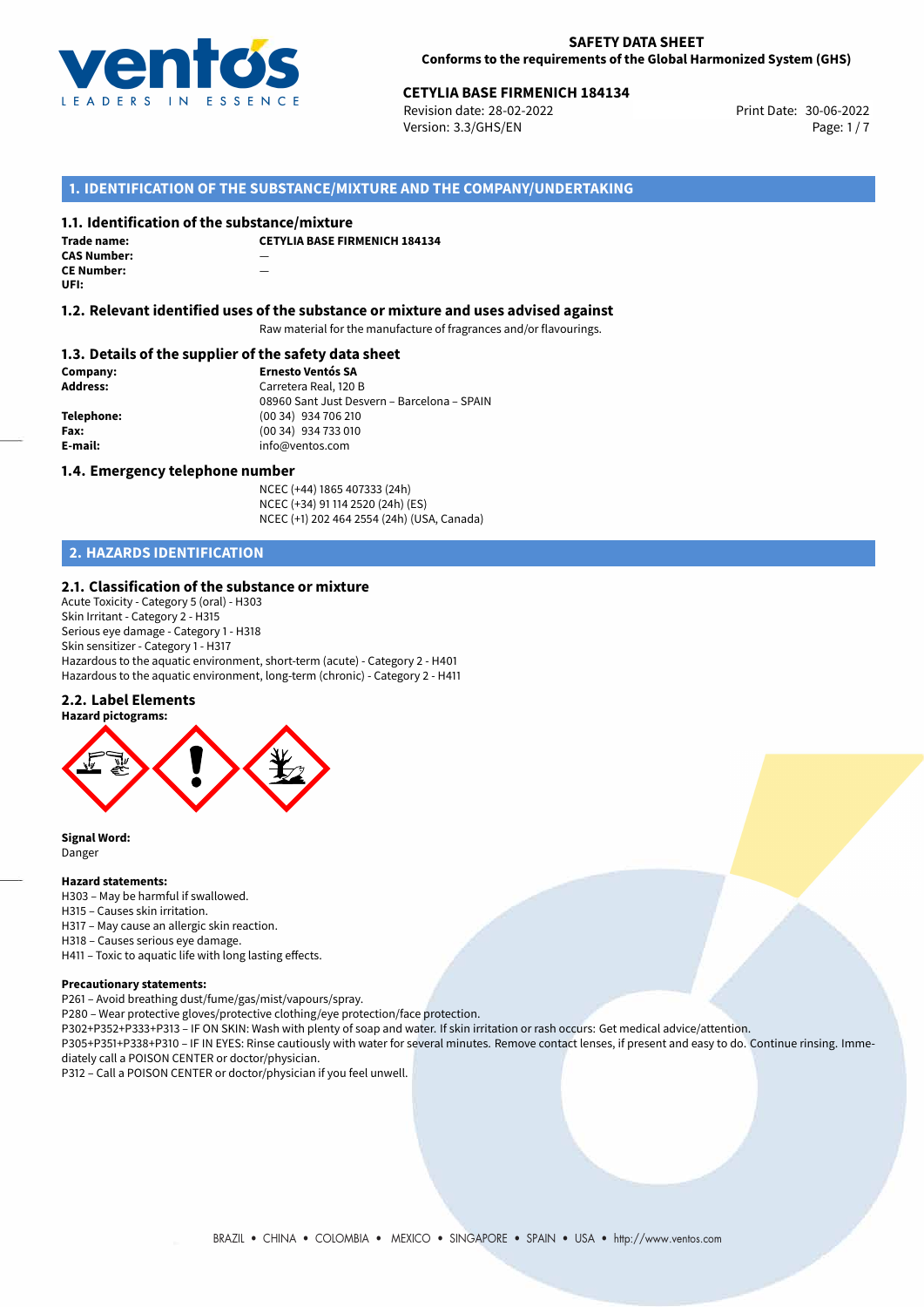**SAFETY DATA SHEET**
**Conforms to the requirements of the Global Harmonized System (GHS)**

**CETYLIA BASE FIRMENICH 184134**
Revision date: 28-02-2022
Version: 3.3/GHS/EN
Print Date: 30-06-2022

## 1. IDENTIFICATION OF THE SUBSTANCE/MIXTURE AND THE COMPANY/UNDERTAKING

### 1.1. Identification of the substance/mixture

**Trade name:** CETYLIA BASE FIRMENICH 184134
**CAS Number:** —
**CE Number:** —
**UFI:**

### 1.2. Relevant identified uses of the substance or mixture and uses advised against

Raw material for the manufacture of fragrances and/or flavourings.

### 1.3. Details of the supplier of the safety data sheet

**Company:** Ernesto Ventós SA
**Address:** Carretera Real, 120 B
08960 Sant Just Desvern – Barcelona – SPAIN
**Telephone:** (00 34) 934 706 210
**Fax:** (00 34) 934 733 010
**E-mail:** info@ventos.com

### 1.4. Emergency telephone number

NCEC (+44) 1865 407333 (24h)
NCEC (+34) 91 114 2520 (24h) (ES)
NCEC (+1) 202 464 2554 (24h) (USA, Canada)

## 2. HAZARDS IDENTIFICATION

### 2.1. Classification of the substance or mixture

Acute Toxicity - Category 5 (oral) - H303
Skin Irritant - Category 2 - H315
Serious eye damage - Category 1 - H318
Skin sensitizer - Category 1 - H317
Hazardous to the aquatic environment, short-term (acute) - Category 2 - H401
Hazardous to the aquatic environment, long-term (chronic) - Category 2 - H411

### 2.2. Label Elements

**Hazard pictograms:**

**Signal Word:**
Danger

**Hazard statements:**
H303 – May be harmful if swallowed.
H315 – Causes skin irritation.
H317 – May cause an allergic skin reaction.
H318 – Causes serious eye damage.
H411 – Toxic to aquatic life with long lasting effects.

**Precautionary statements:**
P261 – Avoid breathing dust/fume/gas/mist/vapours/spray.
P280 – Wear protective gloves/protective clothing/eye protection/face protection.
P302+P352+P333+P313 – IF ON SKIN: Wash with plenty of soap and water. If skin irritation or rash occurs: Get medical advice/attention.
P305+P351+P338+P310 – IF IN EYES: Rinse cautiously with water for several minutes. Remove contact lenses, if present and easy to do. Continue rinsing. Immediately call a POISON CENTER or doctor/physician.
P312 – Call a POISON CENTER or doctor/physician if you feel unwell.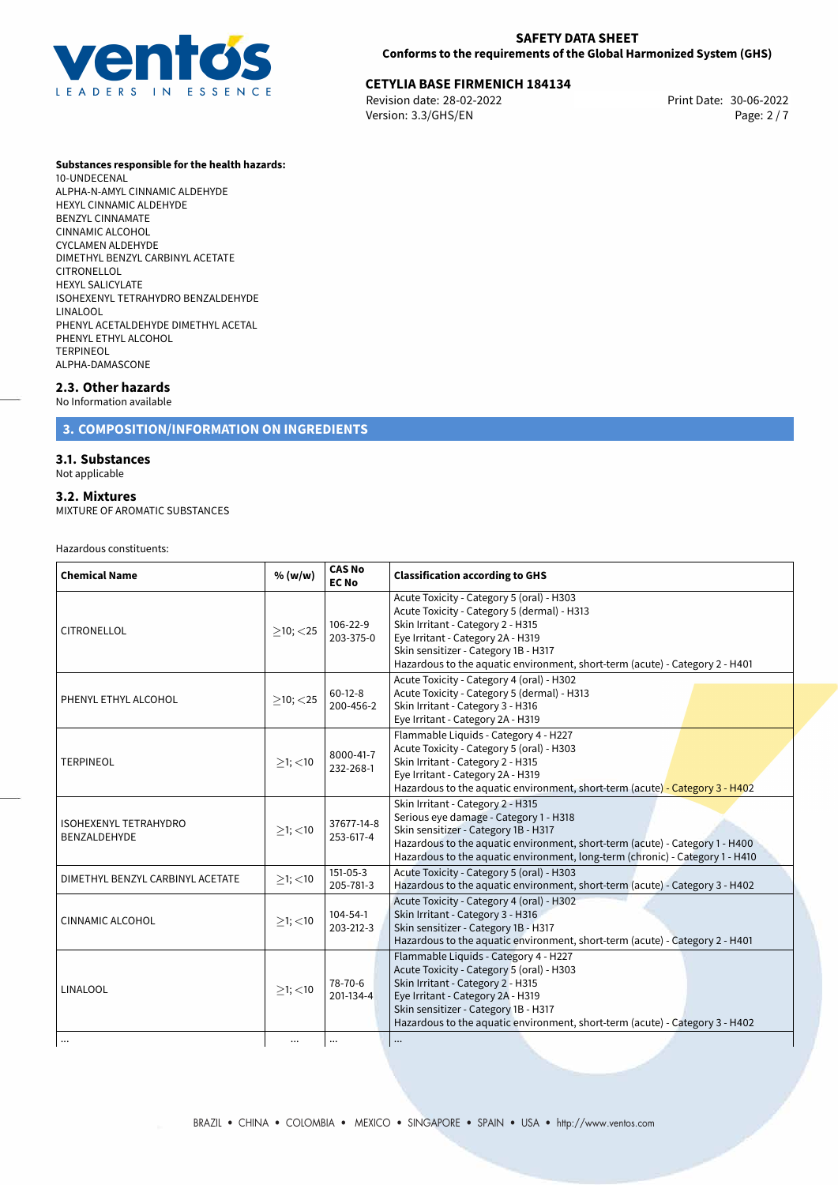**Substances responsible for the health hazards:**
10-UNDECENAL
ALPHA-N-AMYL CINNAMIC ALDEHYDE
HEXYL CINNAMIC ALDEHYDE
BENZYL CINNAMATE
CINNAMIC ALCOHOL
CYCLAMEN ALDEHYDE
DIMETHYL BENZYL CARBINYL ACETATE
CITRONELLOL
HEXYL SALICYLATE
ISOHEXENYL TETRAHYDRO BENZALDEHYDE
LINALOOL
PHENYL ACETALDEHYDE DIMETHYL ACETAL
PHENYL ETHYL ALCOHOL
TERPINEOL
ALPHA-DAMASCONE

### 2.3. Other hazards

No Information available

## 3. COMPOSITION/INFORMATION ON INGREDIENTS

### 3.1. Substances

Not applicable

### 3.2. Mixtures

MIXTURE OF AROMATIC SUBSTANCES

Hazardous constituents:

| Chemical Name | % (w/w) | CAS No<br>EC No | Classification according to GHS |
|---|---|---|---|
| CITRONELLOL | ≥10; <25 | 106-22-9<br>203-375-0 | Acute Toxicity - Category 5 (oral) - H303<br>Acute Toxicity - Category 5 (dermal) - H313<br>Skin Irritant - Category 2 - H315<br>Eye Irritant - Category 2A - H319<br>Skin sensitizer - Category 1B - H317<br>Hazardous to the aquatic environment, short-term (acute) - Category 2 - H401 |
| PHENYL ETHYL ALCOHOL | ≥10; <25 | 60-12-8<br>200-456-2 | Acute Toxicity - Category 4 (oral) - H302<br>Acute Toxicity - Category 5 (dermal) - H313<br>Skin Irritant - Category 3 - H316<br>Eye Irritant - Category 2A - H319 |
| TERPINEOL | ≥1; <10 | 8000-41-7<br>232-268-1 | Flammable Liquids - Category 4 - H227<br>Acute Toxicity - Category 5 (oral) - H303<br>Skin Irritant - Category 2 - H315<br>Eye Irritant - Category 2A - H319<br>Hazardous to the aquatic environment, short-term (acute) - Category 3 - H402 |
| ISOHEXENYL TETRAHYDRO BENZALDEHYDE | ≥1; <10 | 37677-14-8<br>253-617-4 | Skin Irritant - Category 2 - H315<br>Serious eye damage - Category 1 - H318<br>Skin sensitizer - Category 1B - H317<br>Hazardous to the aquatic environment, short-term (acute) - Category 1 - H400<br>Hazardous to the aquatic environment, long-term (chronic) - Category 1 - H410 |
| DIMETHYL BENZYL CARBINYL ACETATE | ≥1; <10 | 151-05-3<br>205-781-3 | Acute Toxicity - Category 5 (oral) - H303<br>Hazardous to the aquatic environment, short-term (acute) - Category 3 - H402 |
| CINNAMIC ALCOHOL | ≥1; <10 | 104-54-1<br>203-212-3 | Acute Toxicity - Category 4 (oral) - H302<br>Skin Irritant - Category 3 - H316<br>Skin sensitizer - Category 1B - H317<br>Hazardous to the aquatic environment, short-term (acute) - Category 2 - H401 |
| LINALOOL | ≥1; <10 | 78-70-6<br>201-134-4 | Flammable Liquids - Category 4 - H227<br>Acute Toxicity - Category 5 (oral) - H303<br>Skin Irritant - Category 2 - H315<br>Eye Irritant - Category 2A - H319<br>Skin sensitizer - Category 1B - H317<br>Hazardous to the aquatic environment, short-term (acute) - Category 3 - H402 |
| ... | ... | ... | ... |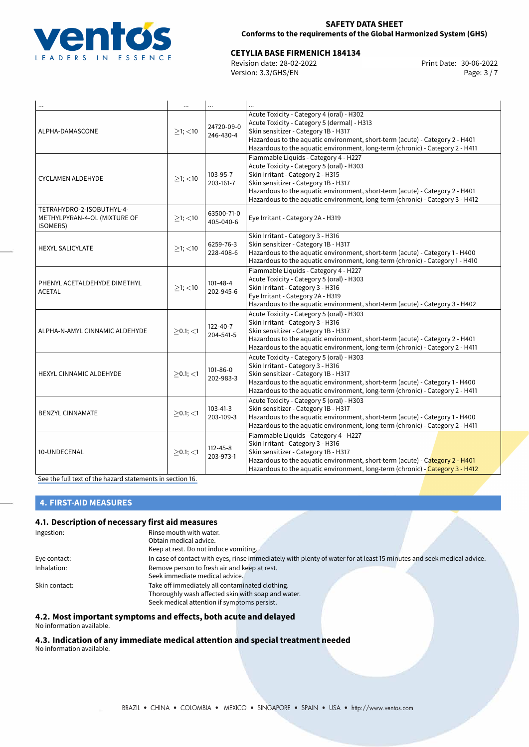| ... | ... | ... | ... |
|---|---|---|---|
| ALPHA-DAMASCONE | ≥1; <10 | 24720-09-0<br>246-430-4 | Acute Toxicity - Category 4 (oral) - H302<br>Acute Toxicity - Category 5 (dermal) - H313<br>Skin sensitizer - Category 1B - H317<br>Hazardous to the aquatic environment, short-term (acute) - Category 2 - H401<br>Hazardous to the aquatic environment, long-term (chronic) - Category 2 - H411 |
| CYCLAMEN ALDEHYDE | ≥1; <10 | 103-95-7<br>203-161-7 | Flammable Liquids - Category 4 - H227<br>Acute Toxicity - Category 5 (oral) - H303<br>Skin Irritant - Category 2 - H315<br>Skin sensitizer - Category 1B - H317<br>Hazardous to the aquatic environment, short-term (acute) - Category 2 - H401<br>Hazardous to the aquatic environment, long-term (chronic) - Category 3 - H412 |
| TETRAHYDRO-2-ISOBUTHYL-4-METHYLPYRAN-4-OL (MIXTURE OF ISOMERS) | ≥1; <10 | 63500-71-0<br>405-040-6 | Eye Irritant - Category 2A - H319 |
| HEXYL SALICYLATE | ≥1; <10 | 6259-76-3<br>228-408-6 | Skin Irritant - Category 3 - H316<br>Skin sensitizer - Category 1B - H317<br>Hazardous to the aquatic environment, short-term (acute) - Category 1 - H400<br>Hazardous to the aquatic environment, long-term (chronic) - Category 1 - H410 |
| PHENYL ACETALDEHYDE DIMETHYL ACETAL | ≥1; <10 | 101-48-4<br>202-945-6 | Flammable Liquids - Category 4 - H227<br>Acute Toxicity - Category 5 (oral) - H303<br>Skin Irritant - Category 3 - H316<br>Eye Irritant - Category 2A - H319<br>Hazardous to the aquatic environment, short-term (acute) - Category 3 - H402 |
| ALPHA-N-AMYL CINNAMIC ALDEHYDE | ≥0.1; <1 | 122-40-7<br>204-541-5 | Acute Toxicity - Category 5 (oral) - H303<br>Skin Irritant - Category 3 - H316<br>Skin sensitizer - Category 1B - H317<br>Hazardous to the aquatic environment, short-term (acute) - Category 2 - H401<br>Hazardous to the aquatic environment, long-term (chronic) - Category 2 - H411 |
| HEXYL CINNAMIC ALDEHYDE | ≥0.1; <1 | 101-86-0<br>202-983-3 | Acute Toxicity - Category 5 (oral) - H303<br>Skin Irritant - Category 3 - H316<br>Skin sensitizer - Category 1B - H317<br>Hazardous to the aquatic environment, short-term (acute) - Category 1 - H400<br>Hazardous to the aquatic environment, long-term (chronic) - Category 2 - H411 |
| BENZYL CINNAMATE | ≥0.1; <1 | 103-41-3<br>203-109-3 | Acute Toxicity - Category 5 (oral) - H303<br>Skin sensitizer - Category 1B - H317<br>Hazardous to the aquatic environment, short-term (acute) - Category 1 - H400<br>Hazardous to the aquatic environment, long-term (chronic) - Category 2 - H411 |
| 10-UNDECENAL | ≥0.1; <1 | 112-45-8<br>203-973-1 | Flammable Liquids - Category 4 - H227<br>Skin Irritant - Category 3 - H316<br>Skin sensitizer - Category 1B - H317<br>Hazardous to the aquatic environment, short-term (acute) - Category 2 - H401<br>Hazardous to the aquatic environment, long-term (chronic) - Category 3 - H412 |

See the full text of the hazard statements in section 16.

## 4. FIRST-AID MEASURES

### 4.1. Description of necessary first aid measures

Ingestion: Rinse mouth with water.
Obtain medical advice.
Keep at rest. Do not induce vomiting.

Eye contact: In case of contact with eyes, rinse immediately with plenty of water for at least 15 minutes and seek medical advice.

Inhalation: Remove person to fresh air and keep at rest.
Seek immediate medical advice.

Skin contact: Take off immediately all contaminated clothing.
Thoroughly wash affected skin with soap and water.
Seek medical attention if symptoms persist.

### 4.2. Most important symptoms and effects, both acute and delayed

No information available.

### 4.3. Indication of any immediate medical attention and special treatment needed

No information available.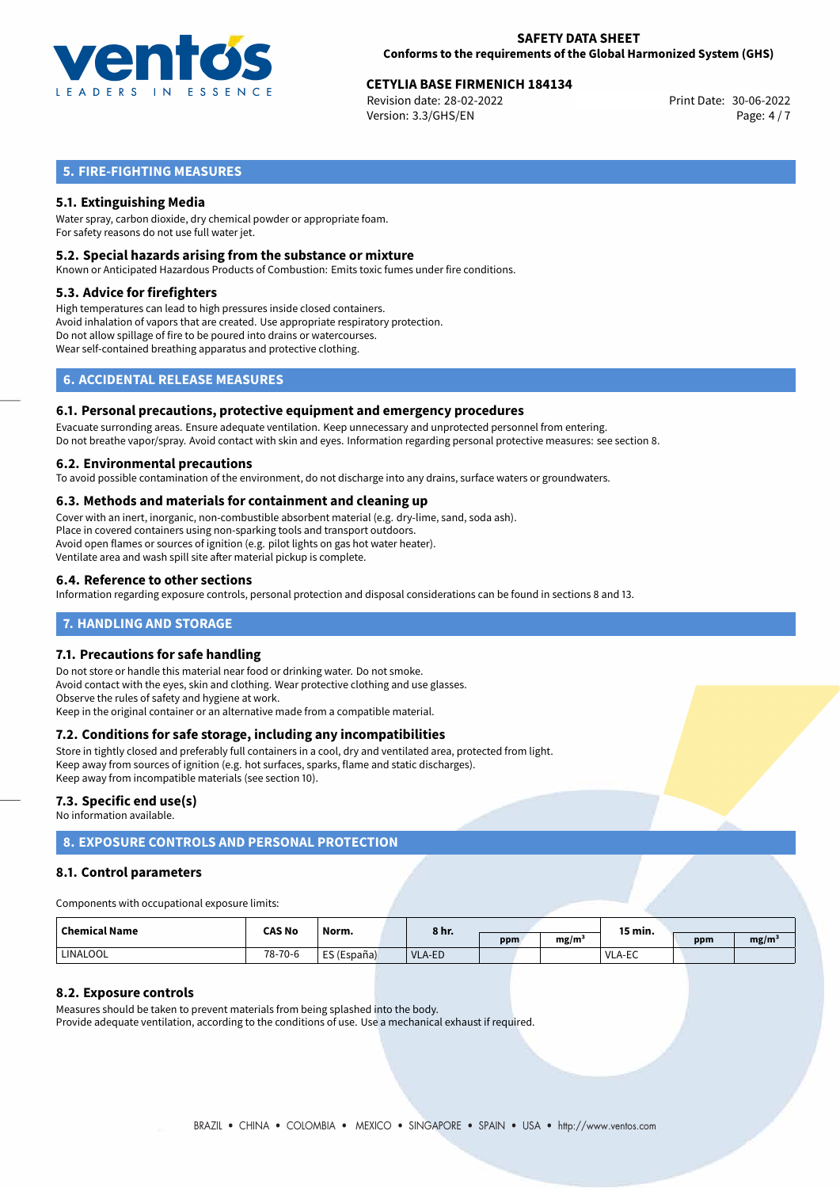## 5. FIRE-FIGHTING MEASURES

### 5.1. Extinguishing Media

Water spray, carbon dioxide, dry chemical powder or appropriate foam.
For safety reasons do not use full water jet.

### 5.2. Special hazards arising from the substance or mixture

Known or Anticipated Hazardous Products of Combustion: Emits toxic fumes under fire conditions.

### 5.3. Advice for firefighters

High temperatures can lead to high pressures inside closed containers.
Avoid inhalation of vapors that are created. Use appropriate respiratory protection.
Do not allow spillage of fire to be poured into drains or watercourses.
Wear self-contained breathing apparatus and protective clothing.

## 6. ACCIDENTAL RELEASE MEASURES

### 6.1. Personal precautions, protective equipment and emergency procedures

Evacuate surronding areas. Ensure adequate ventilation. Keep unnecessary and unprotected personnel from entering.
Do not breathe vapor/spray. Avoid contact with skin and eyes. Information regarding personal protective measures: see section 8.

### 6.2. Environmental precautions

To avoid possible contamination of the environment, do not discharge into any drains, surface waters or groundwaters.

### 6.3. Methods and materials for containment and cleaning up

Cover with an inert, inorganic, non-combustible absorbent material (e.g. dry-lime, sand, soda ash).
Place in covered containers using non-sparking tools and transport outdoors.
Avoid open flames or sources of ignition (e.g. pilot lights on gas hot water heater).
Ventilate area and wash spill site after material pickup is complete.

### 6.4. Reference to other sections

Information regarding exposure controls, personal protection and disposal considerations can be found in sections 8 and 13.

## 7. HANDLING AND STORAGE

### 7.1. Precautions for safe handling

Do not store or handle this material near food or drinking water. Do not smoke.
Avoid contact with the eyes, skin and clothing. Wear protective clothing and use glasses.
Observe the rules of safety and hygiene at work.
Keep in the original container or an alternative made from a compatible material.

### 7.2. Conditions for safe storage, including any incompatibilities

Store in tightly closed and preferably full containers in a cool, dry and ventilated area, protected from light.
Keep away from sources of ignition (e.g. hot surfaces, sparks, flame and static discharges).
Keep away from incompatible materials (see section 10).

### 7.3. Specific end use(s)

No information available.

## 8. EXPOSURE CONTROLS AND PERSONAL PROTECTION

### 8.1. Control parameters

Components with occupational exposure limits:

| Chemical Name | CAS No | Norm. | 8 hr. | | | 15 min. | | |
|---|---|---|---|---|---|---|---|---|
| | | | | ppm | mg/m³ | | ppm | mg/m³ |
| LINALOOL | 78-70-6 | ES (España) | VLA-ED | | | VLA-EC | | |

### 8.2. Exposure controls

Measures should be taken to prevent materials from being splashed into the body.
Provide adequate ventilation, according to the conditions of use. Use a mechanical exhaust if required.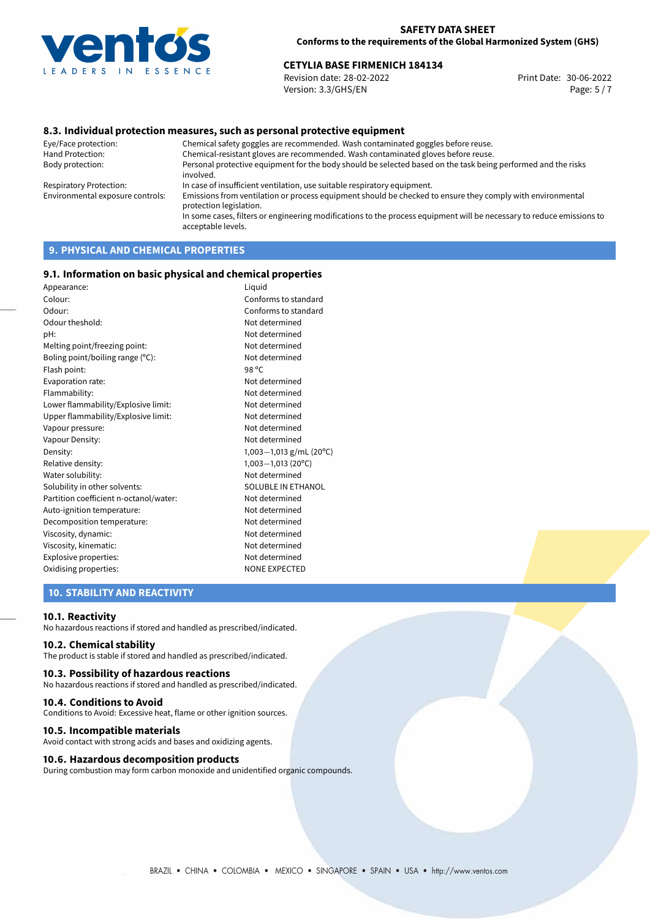### 8.3. Individual protection measures, such as personal protective equipment

| | |
|---|---|
| Eye/Face protection: | Chemical safety goggles are recommended. Wash contaminated goggles before reuse. |
| Hand Protection: | Chemical-resistant gloves are recommended. Wash contaminated gloves before reuse. |
| Body protection: | Personal protective equipment for the body should be selected based on the task being performed and the risks involved. |
| Respiratory Protection: | In case of insufficient ventilation, use suitable respiratory equipment. |
| Environmental exposure controls: | Emissions from ventilation or process equipment should be checked to ensure they comply with environmental protection legislation. In some cases, filters or engineering modifications to the process equipment will be necessary to reduce emissions to acceptable levels. |

## 9. PHYSICAL AND CHEMICAL PROPERTIES

### 9.1. Information on basic physical and chemical properties

| | |
|---|---|
| Appearance: | Liquid |
| Colour: | Conforms to standard |
| Odour: | Conforms to standard |
| Odour theshold: | Not determined |
| pH: | Not determined |
| Melting point/freezing point: | Not determined |
| Boling point/boiling range (°C): | Not determined |
| Flash point: | 98 °C |
| Evaporation rate: | Not determined |
| Flammability: | Not determined |
| Lower flammability/Explosive limit: | Not determined |
| Upper flammability/Explosive limit: | Not determined |
| Vapour pressure: | Not determined |
| Vapour Density: | Not determined |
| Density: | 1,003−1,013 g/mL (20°C) |
| Relative density: | 1,003−1,013 (20°C) |
| Water solubility: | Not determined |
| Solubility in other solvents: | SOLUBLE IN ETHANOL |
| Partition coefficient n-octanol/water: | Not determined |
| Auto-ignition temperature: | Not determined |
| Decomposition temperature: | Not determined |
| Viscosity, dynamic: | Not determined |
| Viscosity, kinematic: | Not determined |
| Explosive properties: | Not determined |
| Oxidising properties: | NONE EXPECTED |

## 10. STABILITY AND REACTIVITY

### 10.1. Reactivity

No hazardous reactions if stored and handled as prescribed/indicated.

### 10.2. Chemical stability

The product is stable if stored and handled as prescribed/indicated.

### 10.3. Possibility of hazardous reactions

No hazardous reactions if stored and handled as prescribed/indicated.

### 10.4. Conditions to Avoid

Conditions to Avoid: Excessive heat, flame or other ignition sources.

### 10.5. Incompatible materials

Avoid contact with strong acids and bases and oxidizing agents.

### 10.6. Hazardous decomposition products

During combustion may form carbon monoxide and unidentified organic compounds.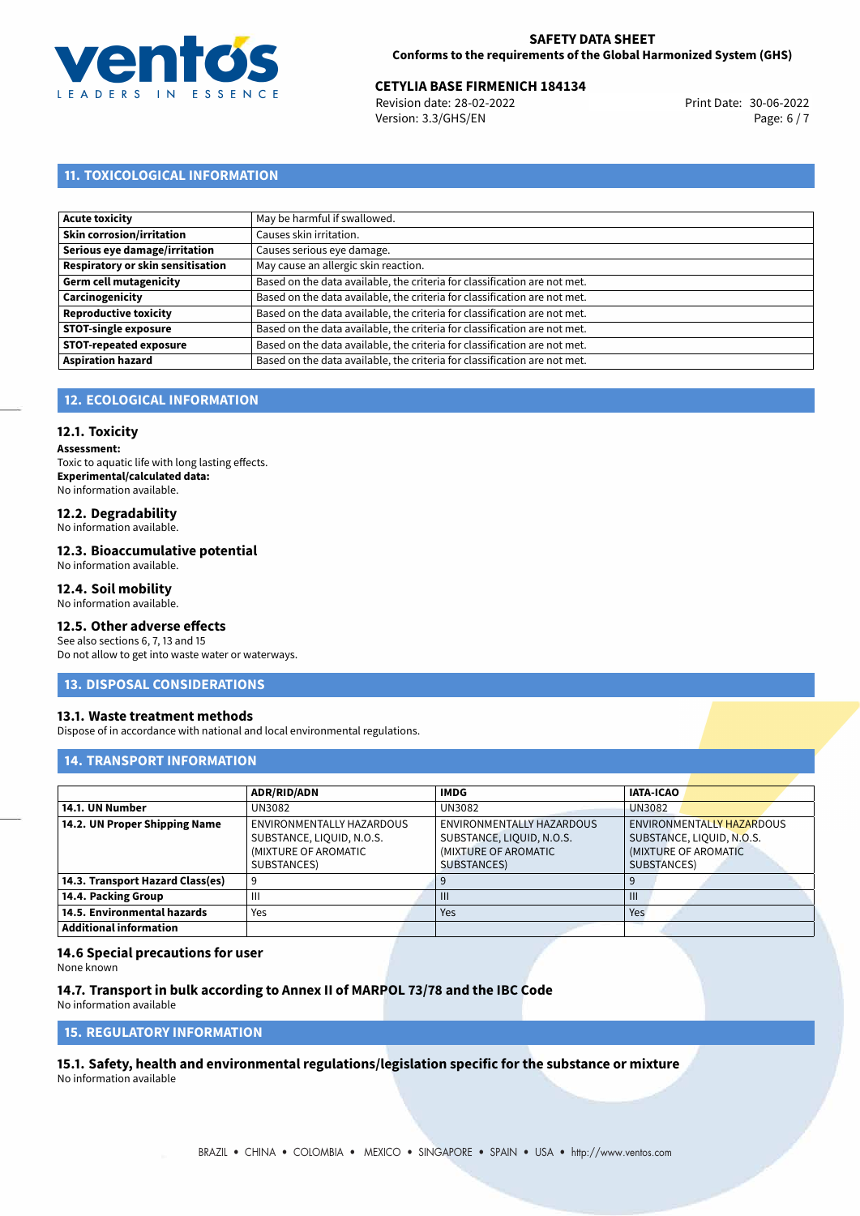## 11. TOXICOLOGICAL INFORMATION

| | |
|---|---|
| **Acute toxicity** | May be harmful if swallowed. |
| **Skin corrosion/irritation** | Causes skin irritation. |
| **Serious eye damage/irritation** | Causes serious eye damage. |
| **Respiratory or skin sensitisation** | May cause an allergic skin reaction. |
| **Germ cell mutagenicity** | Based on the data available, the criteria for classification are not met. |
| **Carcinogenicity** | Based on the data available, the criteria for classification are not met. |
| **Reproductive toxicity** | Based on the data available, the criteria for classification are not met. |
| **STOT-single exposure** | Based on the data available, the criteria for classification are not met. |
| **STOT-repeated exposure** | Based on the data available, the criteria for classification are not met. |
| **Aspiration hazard** | Based on the data available, the criteria for classification are not met. |

## 12. ECOLOGICAL INFORMATION

### 12.1. Toxicity

**Assessment:**
Toxic to aquatic life with long lasting effects.
**Experimental/calculated data:**
No information available.

### 12.2. Degradability

No information available.

### 12.3. Bioaccumulative potential

No information available.

### 12.4. Soil mobility

No information available.

### 12.5. Other adverse effects

See also sections 6, 7, 13 and 15
Do not allow to get into waste water or waterways.

## 13. DISPOSAL CONSIDERATIONS

### 13.1. Waste treatment methods

Dispose of in accordance with national and local environmental regulations.

## 14. TRANSPORT INFORMATION

| | ADR/RID/ADN | IMDG | IATA-ICAO |
|---|---|---|---|
| **14.1. UN Number** | UN3082 | UN3082 | UN3082 |
| **14.2. UN Proper Shipping Name** | ENVIRONMENTALLY HAZARDOUS SUBSTANCE, LIQUID, N.O.S. (MIXTURE OF AROMATIC SUBSTANCES) | ENVIRONMENTALLY HAZARDOUS SUBSTANCE, LIQUID, N.O.S. (MIXTURE OF AROMATIC SUBSTANCES) | ENVIRONMENTALLY HAZARDOUS SUBSTANCE, LIQUID, N.O.S. (MIXTURE OF AROMATIC SUBSTANCES) |
| **14.3. Transport Hazard Class(es)** | 9 | 9 | 9 |
| **14.4. Packing Group** | III | III | III |
| **14.5. Environmental hazards** | Yes | Yes | Yes |
| **Additional information** | | | |

### 14.6 Special precautions for user

None known

### 14.7. Transport in bulk according to Annex II of MARPOL 73/78 and the IBC Code

No information available

## 15. REGULATORY INFORMATION

### 15.1. Safety, health and environmental regulations/legislation specific for the substance or mixture

No information available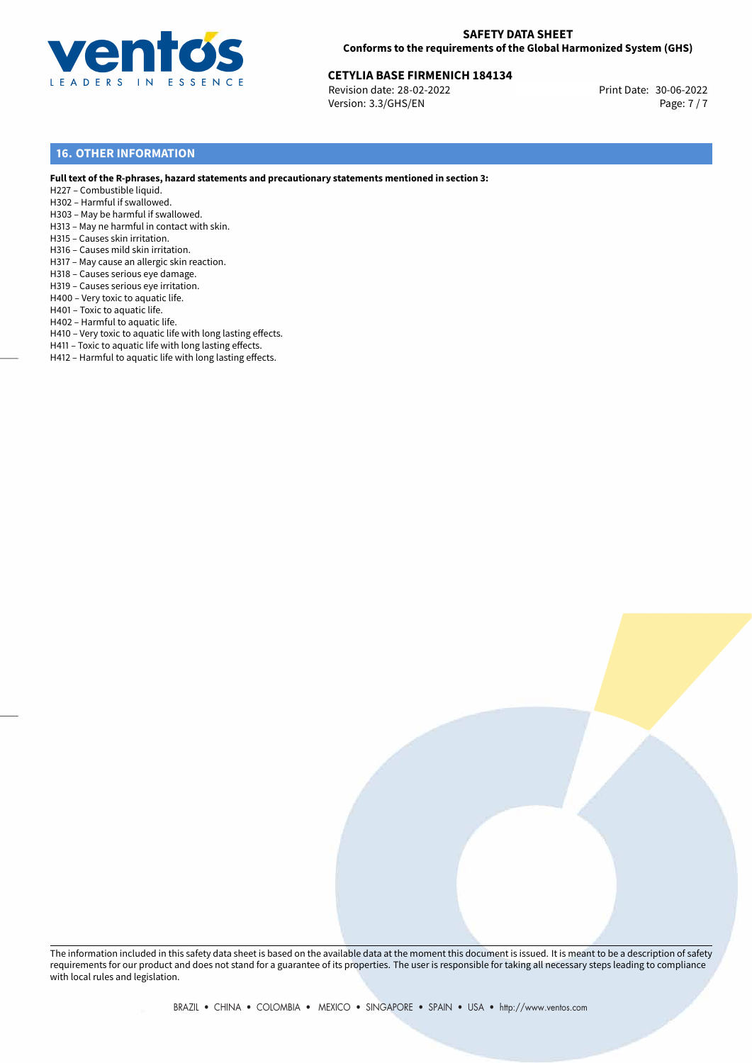## 16. OTHER INFORMATION

**Full text of the R-phrases, hazard statements and precautionary statements mentioned in section 3:**

H227 – Combustible liquid.
H302 – Harmful if swallowed.
H303 – May be harmful if swallowed.
H313 – May ne harmful in contact with skin.
H315 – Causes skin irritation.
H316 – Causes mild skin irritation.
H317 – May cause an allergic skin reaction.
H318 – Causes serious eye damage.
H319 – Causes serious eye irritation.
H400 – Very toxic to aquatic life.
H401 – Toxic to aquatic life.
H402 – Harmful to aquatic life.
H410 – Very toxic to aquatic life with long lasting effects.
H411 – Toxic to aquatic life with long lasting effects.
H412 – Harmful to aquatic life with long lasting effects.

The information included in this safety data sheet is based on the available data at the moment this document is issued. It is meant to be a description of safety requirements for our product and does not stand for a guarantee of its properties. The user is responsible for taking all necessary steps leading to compliance with local rules and legislation.